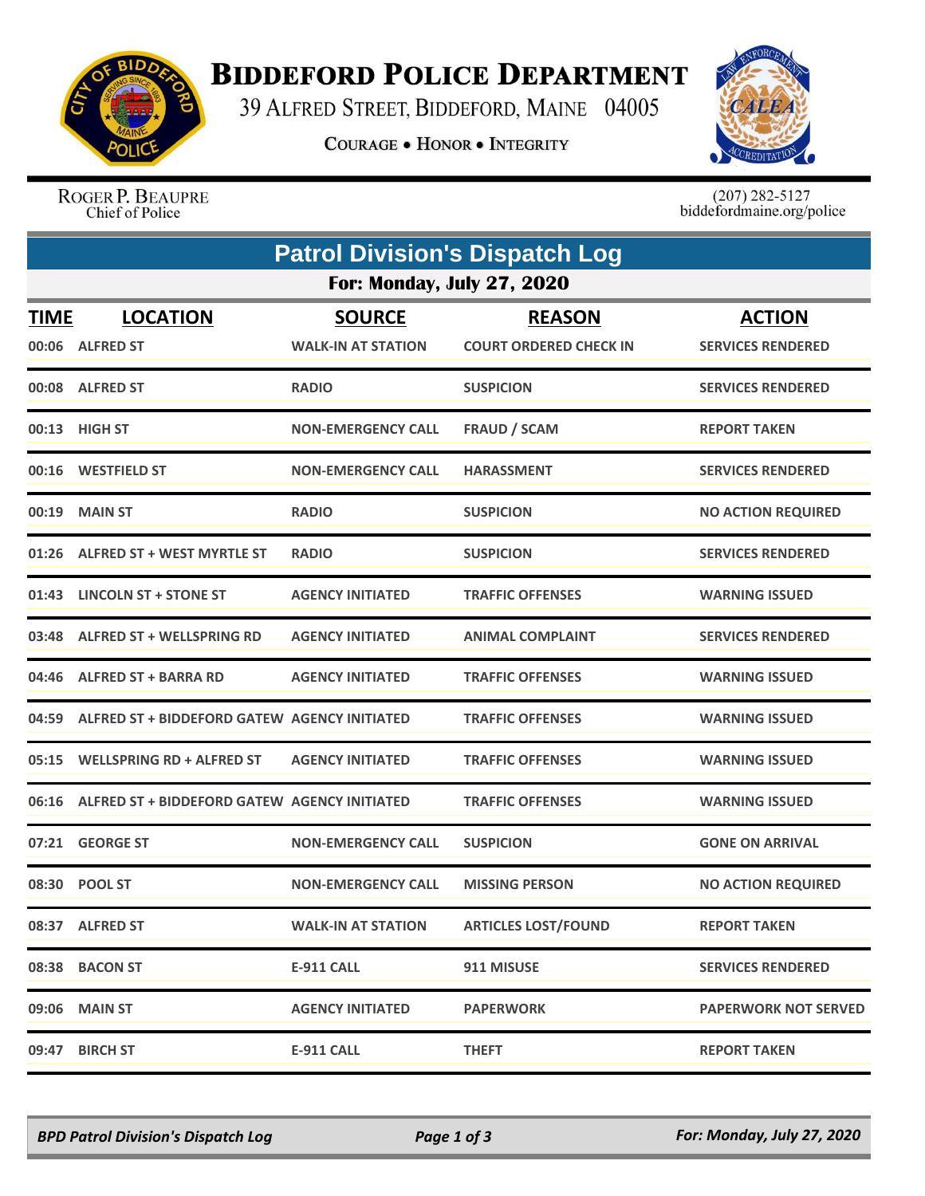# Biddeford Police Department

39 Alfred Street, Biddeford, Maine 04005

**Courage • Honor • Integrity**

Roger P. Beaupre
Chief of Police

(207) 282-5127
biddefordmaine.org/police

## Patrol Division's Dispatch Log

### For: Monday, July 27, 2020

| TIME | LOCATION | SOURCE | REASON | ACTION |
|---|---|---|---|---|
| 00:06 | ALFRED ST | WALK-IN AT STATION | COURT ORDERED CHECK IN | SERVICES RENDERED |
| 00:08 | ALFRED ST | RADIO | SUSPICION | SERVICES RENDERED |
| 00:13 | HIGH ST | NON-EMERGENCY CALL | FRAUD / SCAM | REPORT TAKEN |
| 00:16 | WESTFIELD ST | NON-EMERGENCY CALL | HARASSMENT | SERVICES RENDERED |
| 00:19 | MAIN ST | RADIO | SUSPICION | NO ACTION REQUIRED |
| 01:26 | ALFRED ST + WEST MYRTLE ST | RADIO | SUSPICION | SERVICES RENDERED |
| 01:43 | LINCOLN ST + STONE ST | AGENCY INITIATED | TRAFFIC OFFENSES | WARNING ISSUED |
| 03:48 | ALFRED ST + WELLSPRING RD | AGENCY INITIATED | ANIMAL COMPLAINT | SERVICES RENDERED |
| 04:46 | ALFRED ST + BARRA RD | AGENCY INITIATED | TRAFFIC OFFENSES | WARNING ISSUED |
| 04:59 | ALFRED ST + BIDDEFORD GATEW | AGENCY INITIATED | TRAFFIC OFFENSES | WARNING ISSUED |
| 05:15 | WELLSPRING RD + ALFRED ST | AGENCY INITIATED | TRAFFIC OFFENSES | WARNING ISSUED |
| 06:16 | ALFRED ST + BIDDEFORD GATEW | AGENCY INITIATED | TRAFFIC OFFENSES | WARNING ISSUED |
| 07:21 | GEORGE ST | NON-EMERGENCY CALL | SUSPICION | GONE ON ARRIVAL |
| 08:30 | POOL ST | NON-EMERGENCY CALL | MISSING PERSON | NO ACTION REQUIRED |
| 08:37 | ALFRED ST | WALK-IN AT STATION | ARTICLES LOST/FOUND | REPORT TAKEN |
| 08:38 | BACON ST | E-911 CALL | 911 MISUSE | SERVICES RENDERED |
| 09:06 | MAIN ST | AGENCY INITIATED | PAPERWORK | PAPERWORK NOT SERVED |
| 09:47 | BIRCH ST | E-911 CALL | THEFT | REPORT TAKEN |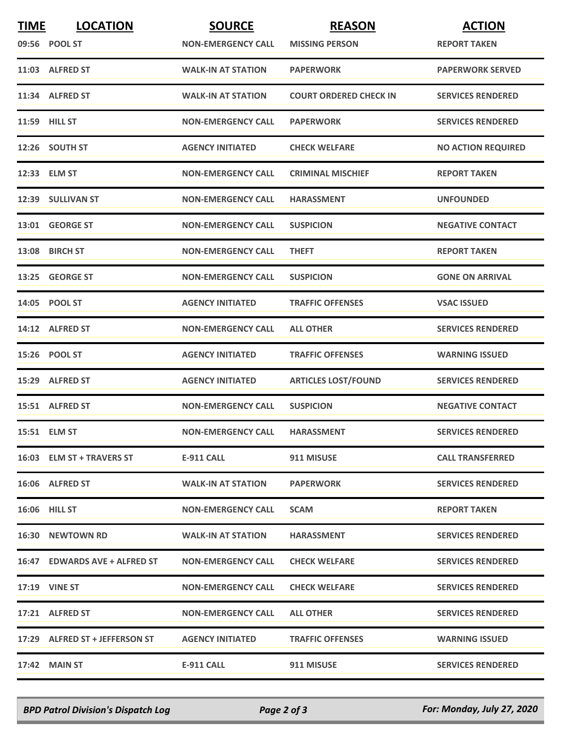| TIME | LOCATION | SOURCE | REASON | ACTION |
|---|---|---|---|---|
| 09:56 | POOL ST | NON-EMERGENCY CALL | MISSING PERSON | REPORT TAKEN |
| 11:03 | ALFRED ST | WALK-IN AT STATION | PAPERWORK | PAPERWORK SERVED |
| 11:34 | ALFRED ST | WALK-IN AT STATION | COURT ORDERED CHECK IN | SERVICES RENDERED |
| 11:59 | HILL ST | NON-EMERGENCY CALL | PAPERWORK | SERVICES RENDERED |
| 12:26 | SOUTH ST | AGENCY INITIATED | CHECK WELFARE | NO ACTION REQUIRED |
| 12:33 | ELM ST | NON-EMERGENCY CALL | CRIMINAL MISCHIEF | REPORT TAKEN |
| 12:39 | SULLIVAN ST | NON-EMERGENCY CALL | HARASSMENT | UNFOUNDED |
| 13:01 | GEORGE ST | NON-EMERGENCY CALL | SUSPICION | NEGATIVE CONTACT |
| 13:08 | BIRCH ST | NON-EMERGENCY CALL | THEFT | REPORT TAKEN |
| 13:25 | GEORGE ST | NON-EMERGENCY CALL | SUSPICION | GONE ON ARRIVAL |
| 14:05 | POOL ST | AGENCY INITIATED | TRAFFIC OFFENSES | VSAC ISSUED |
| 14:12 | ALFRED ST | NON-EMERGENCY CALL | ALL OTHER | SERVICES RENDERED |
| 15:26 | POOL ST | AGENCY INITIATED | TRAFFIC OFFENSES | WARNING ISSUED |
| 15:29 | ALFRED ST | AGENCY INITIATED | ARTICLES LOST/FOUND | SERVICES RENDERED |
| 15:51 | ALFRED ST | NON-EMERGENCY CALL | SUSPICION | NEGATIVE CONTACT |
| 15:51 | ELM ST | NON-EMERGENCY CALL | HARASSMENT | SERVICES RENDERED |
| 16:03 | ELM ST + TRAVERS ST | E-911 CALL | 911 MISUSE | CALL TRANSFERRED |
| 16:06 | ALFRED ST | WALK-IN AT STATION | PAPERWORK | SERVICES RENDERED |
| 16:06 | HILL ST | NON-EMERGENCY CALL | SCAM | REPORT TAKEN |
| 16:30 | NEWTOWN RD | WALK-IN AT STATION | HARASSMENT | SERVICES RENDERED |
| 16:47 | EDWARDS AVE + ALFRED ST | NON-EMERGENCY CALL | CHECK WELFARE | SERVICES RENDERED |
| 17:19 | VINE ST | NON-EMERGENCY CALL | CHECK WELFARE | SERVICES RENDERED |
| 17:21 | ALFRED ST | NON-EMERGENCY CALL | ALL OTHER | SERVICES RENDERED |
| 17:29 | ALFRED ST + JEFFERSON ST | AGENCY INITIATED | TRAFFIC OFFENSES | WARNING ISSUED |
| 17:42 | MAIN ST | E-911 CALL | 911 MISUSE | SERVICES RENDERED |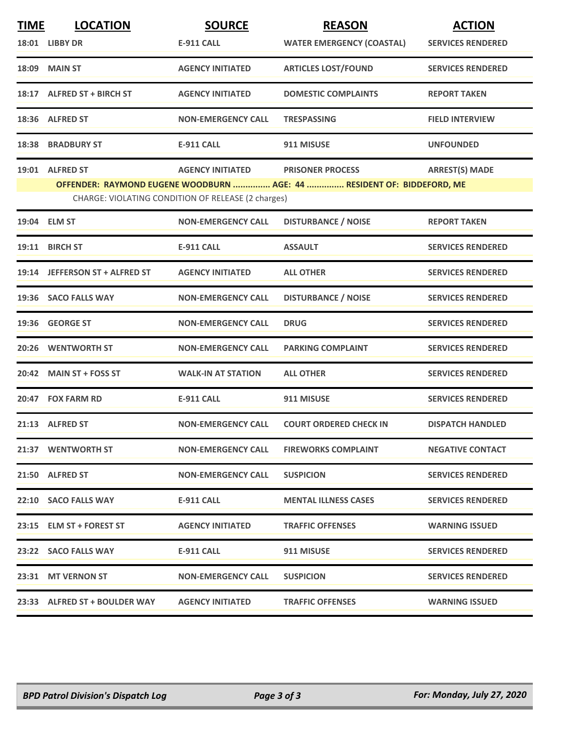| TIME | LOCATION | SOURCE | REASON | ACTION |
|---|---|---|---|---|
| 18:01 | LIBBY DR | E-911 CALL | WATER EMERGENCY (COASTAL) | SERVICES RENDERED |
| 18:09 | MAIN ST | AGENCY INITIATED | ARTICLES LOST/FOUND | SERVICES RENDERED |
| 18:17 | ALFRED ST + BIRCH ST | AGENCY INITIATED | DOMESTIC COMPLAINTS | REPORT TAKEN |
| 18:36 | ALFRED ST | NON-EMERGENCY CALL | TRESPASSING | FIELD INTERVIEW |
| 18:38 | BRADBURY ST | E-911 CALL | 911 MISUSE | UNFOUNDED |
| 19:01 | ALFRED ST | AGENCY INITIATED | PRISONER PROCESS | ARREST(S) MADE |

**OFFENDER: RAYMOND EUGENE WOODBURN ............... AGE: 44 ............... RESIDENT OF: BIDDEFORD, ME**

CHARGE: VIOLATING CONDITION OF RELEASE (2 charges)

| TIME | LOCATION | SOURCE | REASON | ACTION |
|---|---|---|---|---|
| 19:04 | ELM ST | NON-EMERGENCY CALL | DISTURBANCE / NOISE | REPORT TAKEN |
| 19:11 | BIRCH ST | E-911 CALL | ASSAULT | SERVICES RENDERED |
| 19:14 | JEFFERSON ST + ALFRED ST | AGENCY INITIATED | ALL OTHER | SERVICES RENDERED |
| 19:36 | SACO FALLS WAY | NON-EMERGENCY CALL | DISTURBANCE / NOISE | SERVICES RENDERED |
| 19:36 | GEORGE ST | NON-EMERGENCY CALL | DRUG | SERVICES RENDERED |
| 20:26 | WENTWORTH ST | NON-EMERGENCY CALL | PARKING COMPLAINT | SERVICES RENDERED |
| 20:42 | MAIN ST + FOSS ST | WALK-IN AT STATION | ALL OTHER | SERVICES RENDERED |
| 20:47 | FOX FARM RD | E-911 CALL | 911 MISUSE | SERVICES RENDERED |
| 21:13 | ALFRED ST | NON-EMERGENCY CALL | COURT ORDERED CHECK IN | DISPATCH HANDLED |
| 21:37 | WENTWORTH ST | NON-EMERGENCY CALL | FIREWORKS COMPLAINT | NEGATIVE CONTACT |
| 21:50 | ALFRED ST | NON-EMERGENCY CALL | SUSPICION | SERVICES RENDERED |
| 22:10 | SACO FALLS WAY | E-911 CALL | MENTAL ILLNESS CASES | SERVICES RENDERED |
| 23:15 | ELM ST + FOREST ST | AGENCY INITIATED | TRAFFIC OFFENSES | WARNING ISSUED |
| 23:22 | SACO FALLS WAY | E-911 CALL | 911 MISUSE | SERVICES RENDERED |
| 23:31 | MT VERNON ST | NON-EMERGENCY CALL | SUSPICION | SERVICES RENDERED |
| 23:33 | ALFRED ST + BOULDER WAY | AGENCY INITIATED | TRAFFIC OFFENSES | WARNING ISSUED |